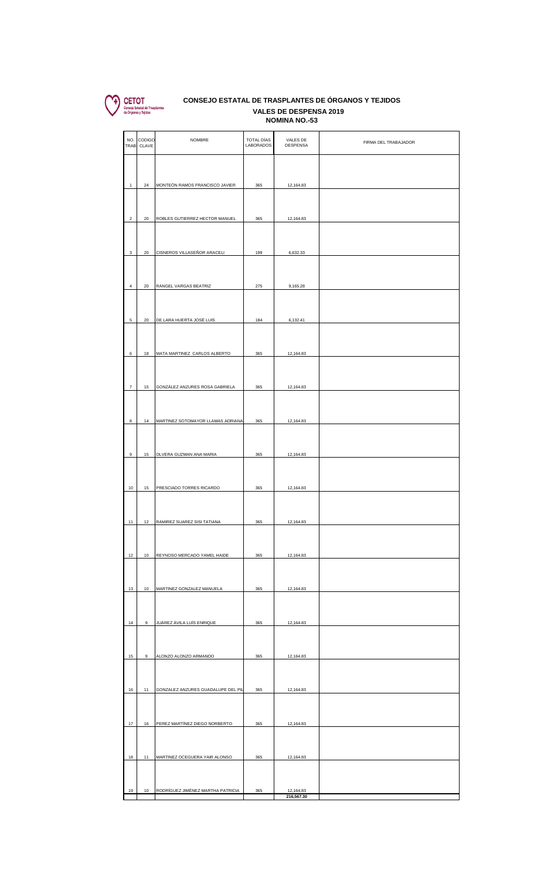CETOT
Consejo Estatal de Trasplantes de Órganos y Tejidos

# CONSEJO ESTATAL DE TRASPLANTES DE ÓRGANOS Y TEJIDOS

## VALES DE DESPENSA 2019

## NOMINA NO.-53

| NO. TRAB | CODIGO CLAVE | NOMBRE | TOTAL DÍAS LABORADOS | VALES DE DESPENSA | FIRMA DEL TRABAJADOR |
|---|---|---|---|---|---|
| 1 | 24 | MONTEÓN RAMOS FRANCISCO JAVIER | 365 | 12,164.83 | |
| 2 | 20 | ROBLES GUTIERREZ HECTOR MANUEL | 365 | 12,164.83 | |
| 3 | 20 | CISNEROS VILLASEÑOR ARACELI | 199 | 6,632.33 | |
| 4 | 20 | RANGEL VARGAS BEATRIZ | 275 | 9,165.28 | |
| 5 | 20 | DE LARA HUERTA JOSÉ LUIS | 184 | 6,132.41 | |
| 6 | 18 | MATA MARTINEZ CARLOS ALBERTO | 365 | 12,164.83 | |
| 7 | 15 | GONZÁLEZ ANZURES ROSA GABRIELA | 365 | 12,164.83 | |
| 8 | 14 | MARTINEZ SOTOMAYOR LLAMAS ADRIANA | 365 | 12,164.83 | |
| 9 | 15 | OLVERA GUZMAN ANA MARIA | 365 | 12,164.83 | |
| 10 | 15 | PRESCIADO TORRES RICARDO | 365 | 12,164.83 | |
| 11 | 12 | RAMIREZ SUAREZ SISI TATIANA | 365 | 12,164.83 | |
| 12 | 10 | REYNOSO MERCADO YAMEL HAIDE | 365 | 12,164.83 | |
| 13 | 10 | MARTINEZ GONZALEZ MANUELA | 365 | 12,164.83 | |
| 14 | 9 | JUÁREZ ÁVILA LUÍS ENRIQUE | 365 | 12,164.83 | |
| 15 | 9 | ALONZO ALONZO ARMANDO | 365 | 12,164.83 | |
| 16 | 11 | GONZALEZ ANZURES GUADALUPE DEL PIL | 365 | 12,164.83 | |
| 17 | 16 | PEREZ MARTÍNEZ DIEGO NORBERTO | 365 | 12,164.83 | |
| 18 | 11 | MARTINEZ OCEGUERA YAIR ALONSO | 365 | 12,164.83 | |
| 19 | 10 | RODRÍGUEZ JIMÉNEZ MARTHA PATRICIA | 365 | 12,164.83 | |
| | | | | **216,567.30** | |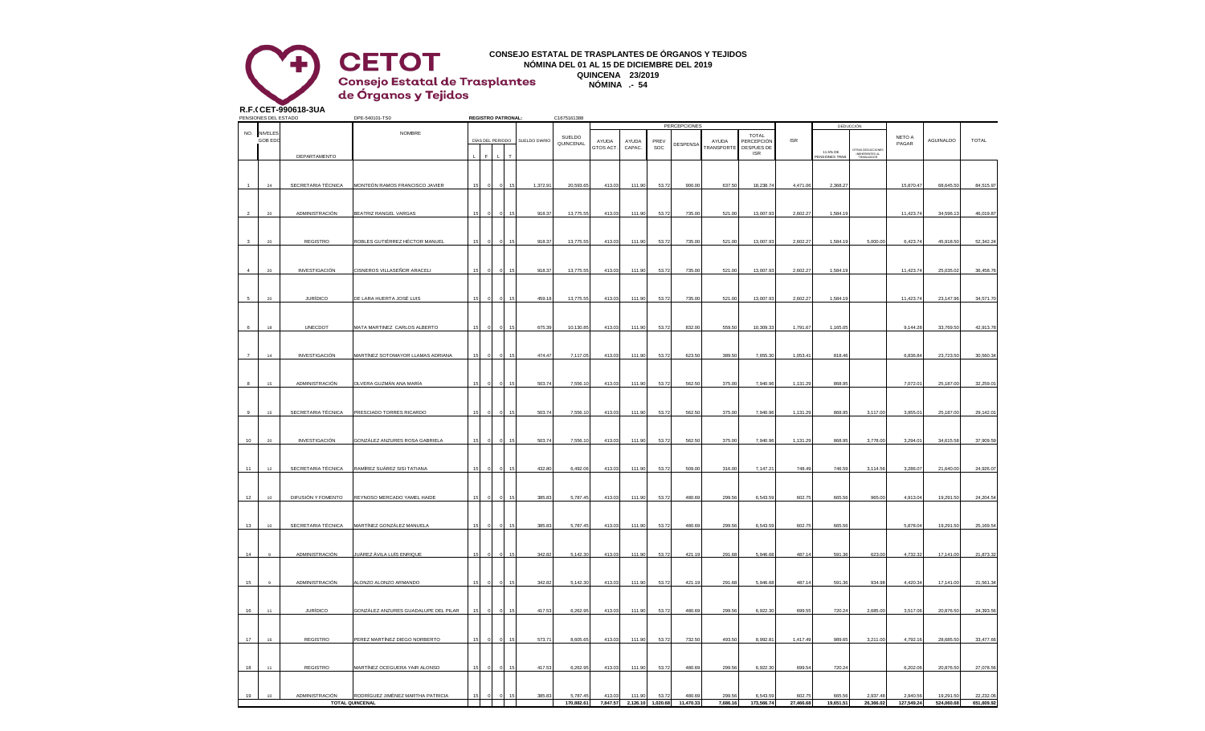**CETOT**
**Consejo Estatal de Trasplantes de Órganos y Tejidos**

# CONSEJO ESTATAL DE TRASPLANTES DE ÓRGANOS Y TEJIDOS

## NÓMINA DEL 01 AL 15 DE DICIEMBRE DEL 2019

**QUINCENA 23/2019**

**NÓMINA .- 54**

**R.F.C. CET-990618-3UA**

PENSIONES DEL ESTADO: DPE-540101-TS0 | REGISTRO PATRONAL: C1675161388

| NO. | NIVELES GOB EDO | DEPARTAMENTO | NOMBRE | DÍAS DEL PERIODO L | F | L | T | SUELDO DIARIO | SUELDO QUINCENAL | AYUDA GTOS ACT. | AYUDA CAPAC. | PREV SOC | DESPENSA | AYUDA TRANSPORTE | TOTAL PERCEPCIÓN DESPUES DE ISR | ISR | 11.5% DE PENSIONES TRAB. | OTRAS DEDUCCIONES INHERENTES AL TRABAJADOR | NETO A PAGAR | AGUINALDO | TOTAL |
|---|---|---|---|---|---|---|---|---|---|---|---|---|---|---|---|---|---|---|---|---|---|
| 1 | 24 | SECRETARIA TÉCNICA | MONTEÓN RAMOS FRANCISCO JAVIER | 15 | 0 | 0 | 15 | 1,372.91 | 20,593.65 | 413.03 | 111.90 | 53.72 | 900.00 | 637.50 | 18,238.74 | 4,471.06 | 2,368.27 | | 15,870.47 | 68,645.50 | 84,515.97 |
| 2 | 20 | ADMINISTRACIÓN | BEATRIZ RANGEL VARGAS | 15 | 0 | 0 | 15 | 918.37 | 13,775.55 | 413.03 | 111.90 | 53.72 | 735.00 | 521.00 | 13,007.93 | 2,602.27 | 1,584.19 | | 11,423.74 | 34,596.13 | 46,019.87 |
| 3 | 20 | REGISTRO | ROBLES GUTIÉRREZ HÉCTOR MANUEL | 15 | 0 | 0 | 15 | 918.37 | 13,775.55 | 413.03 | 111.90 | 53.72 | 735.00 | 521.00 | 13,007.93 | 2,602.27 | 1,584.19 | 5,000.00 | 6,423.74 | 45,918.50 | 52,342.24 |
| 4 | 20 | INVESTIGACIÓN | CISNEROS VILLASEÑOR ARACELI | 15 | 0 | 0 | 15 | 918.37 | 13,775.55 | 413.03 | 111.90 | 53.72 | 735.00 | 521.00 | 13,007.93 | 2,602.27 | 1,584.19 | | 11,423.74 | 25,035.02 | 36,458.76 |
| 5 | 20 | JURÍDICO | DE LARA HUERTA JOSÉ LUIS | 15 | 0 | 0 | 15 | 459.18 | 13,775.55 | 413.03 | 111.90 | 53.72 | 735.00 | 521.00 | 13,007.93 | 2,602.27 | 1,584.19 | | 11,423.74 | 23,147.96 | 34,571.70 |
| 6 | 18 | UNECDOT | MATA MARTINEZ CARLOS ALBERTO | 15 | 0 | 0 | 15 | 675.39 | 10,130.85 | 413.03 | 111.90 | 53.72 | 832.00 | 559.50 | 10,309.33 | 1,791.67 | 1,165.05 | | 9,144.28 | 33,769.50 | 42,913.78 |
| 7 | 14 | INVESTIGACIÓN | MARTÍNEZ SOTOMAYOR LLAMAS ADRIANA | 15 | 0 | 0 | 15 | 474.47 | 7,117.05 | 413.03 | 111.90 | 53.72 | 623.50 | 389.50 | 7,655.30 | 1,053.41 | 818.46 | | 6,836.84 | 23,723.50 | 30,560.34 |
| 8 | 15 | ADMINISTRACIÓN | OLVERA GUZMÁN ANA MARÍA | 15 | 0 | 0 | 15 | 503.74 | 7,556.10 | 413.03 | 111.90 | 53.72 | 562.50 | 375.00 | 7,940.96 | 1,131.29 | 868.95 | | 7,072.01 | 25,187.00 | 32,259.01 |
| 9 | 15 | SECRETARIA TÉCNICA | PRESCIADO TORRES RICARDO | 15 | 0 | 0 | 15 | 503.74 | 7,556.10 | 413.03 | 111.90 | 53.72 | 562.50 | 375.00 | 7,940.96 | 1,131.29 | 868.95 | 3,117.00 | 3,955.01 | 25,187.00 | 29,142.01 |
| 10 | 20 | INVESTIGACIÓN | GONZÁLEZ ANZURES ROSA GABRIELA | 15 | 0 | 0 | 15 | 503.74 | 7,556.10 | 413.03 | 111.90 | 53.72 | 562.50 | 375.00 | 7,940.96 | 1,131.29 | 868.95 | 3,778.00 | 3,294.01 | 34,615.58 | 37,909.59 |
| 11 | 12 | SECRETARIA TÉCNICA | RAMÍREZ SUÁREZ SISI TATIANA | 15 | 0 | 0 | 15 | 432.80 | 6,492.06 | 413.03 | 111.90 | 53.72 | 509.00 | 316.00 | 7,147.21 | 748.49 | 746.59 | 3,114.56 | 3,286.07 | 21,640.00 | 24,926.07 |
| 12 | 10 | DIFUSIÓN Y FOMENTO | REYNOSO MERCADO YAMEL HAIDE | 15 | 0 | 0 | 15 | 385.83 | 5,787.45 | 413.03 | 111.90 | 53.72 | 480.69 | 299.56 | 6,543.59 | 602.75 | 665.56 | 965.00 | 4,913.04 | 19,291.50 | 24,204.54 |
| 13 | 10 | SECRETARIA TÉCNICA | MARTÍNEZ GONZÁLEZ MANUELA | 15 | 0 | 0 | 15 | 385.83 | 5,787.45 | 413.03 | 111.90 | 53.72 | 480.69 | 299.56 | 6,543.59 | 602.75 | 665.56 | | 5,878.04 | 19,291.50 | 25,169.54 |
| 14 | 9 | ADMINISTRACIÓN | JUÁREZ ÁVILA LUÍS ENRIQUE | 15 | 0 | 0 | 15 | 342.82 | 5,142.30 | 413.03 | 111.90 | 53.72 | 421.19 | 291.68 | 5,946.68 | 487.14 | 591.36 | 623.00 | 4,732.32 | 17,141.00 | 21,873.32 |
| 15 | 9 | ADMINISTRACIÓN | ALONZO ALONZO ARMANDO | 15 | 0 | 0 | 15 | 342.82 | 5,142.30 | 413.03 | 111.90 | 53.72 | 421.19 | 291.68 | 5,946.68 | 487.14 | 591.36 | 934.98 | 4,420.34 | 17,141.00 | 21,561.34 |
| 16 | 11 | JURÍDICO | GONZÁLEZ ANZURES GUADALUPE DEL PILAR | 15 | 0 | 0 | 15 | 417.53 | 6,262.95 | 413.03 | 111.90 | 53.72 | 480.69 | 299.56 | 6,922.30 | 699.55 | 720.24 | 2,685.00 | 3,517.06 | 20,876.50 | 24,393.56 |
| 17 | 16 | REGISTRO | PEREZ MARTÍNEZ DIEGO NORBERTO | 15 | 0 | 0 | 15 | 573.71 | 8,605.65 | 413.03 | 111.90 | 53.72 | 732.50 | 493.50 | 8,992.81 | 1,417.49 | 989.65 | 3,211.00 | 4,792.16 | 28,685.50 | 33,477.66 |
| 18 | 11 | REGISTRO | MARTÍNEZ OCEGUERA YAIR ALONSO | 15 | 0 | 0 | 15 | 417.53 | 6,262.95 | 413.03 | 111.90 | 53.72 | 480.69 | 299.56 | 6,922.30 | 699.54 | 720.24 | | 6,202.06 | 20,876.50 | 27,078.56 |
| 19 | 10 | ADMINISTRACIÓN | RODRÍGUEZ JIMENEZ MARTHA PATRICIA | 15 | 0 | 0 | 15 | 385.83 | 5,787.45 | 413.03 | 111.90 | 53.72 | 480.69 | 299.56 | 6,543.59 | 602.75 | 665.56 | 2,937.48 | 2,940.56 | 19,291.50 | 22,232.06 |
| | | TOTAL QUINCENAL | | | | | | | 170,882.61 | 7,847.57 | 2,126.10 | 1,020.68 | 11,470.33 | 7,686.16 | 173,566.74 | 27,466.68 | 19,651.51 | 26,366.02 | 127,549.24 | 524,060.68 | 651,609.92 |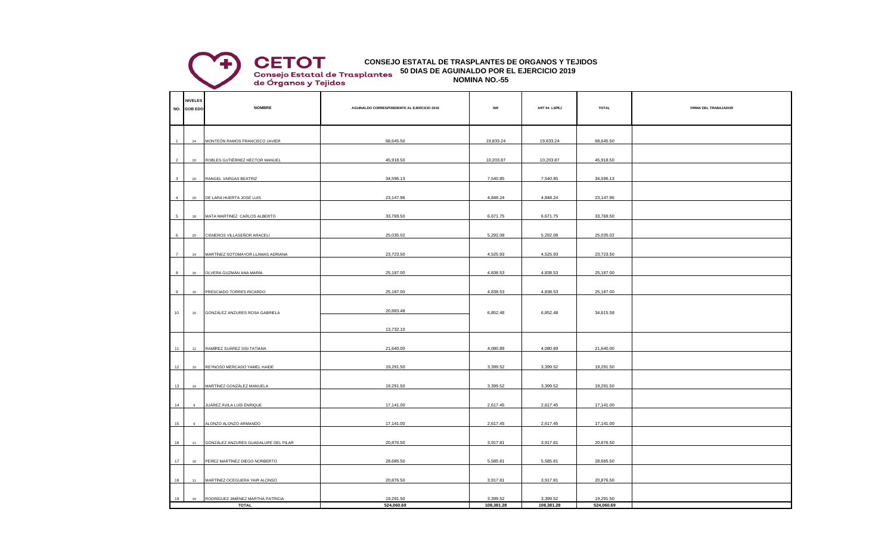CETOT
Consejo Estatal de Trasplantes de Órganos y Tejidos

**CONSEJO ESTATAL DE TRASPLANTES DE ORGANOS Y TEJIDOS**
**50 DIAS DE AGUINALDO POR EL EJERCICIO 2019**
**NOMINA NO.-55**

| NO. | NIVELES GOB EDO | NOMBRE | AGUINALDO CORRESPONDIENTE AL EJERCICIO 2019 | ISR | ART 54 LSPEJ | TOTAL | FIRMA DEL TRABAJADOR |
|---|---|---|---|---|---|---|---|
| 1 | 24 | MONTEÓN RAMOS FRANCISCO JAVIER | 68,645.50 | 19,833.24 | 19,833.24 | 68,645.50 | |
| 2 | 20 | ROBLES GUTIÉRREZ HÉCTOR MANUEL | 45,918.50 | 10,203.87 | 10,203.87 | 45,918.50 | |
| 3 | 20 | RANGEL VARGAS BEATRIZ | 34,596.13 | 7,540.85 | 7,540.85 | 34,596.13 | |
| 4 | 20 | DE LARA HUERTA JOSÉ LUIS | 23,147.96 | 4,848.24 | 4,848.24 | 23,147.96 | |
| 5 | 18 | MATA MARTINEZ CARLOS ALBERTO | 33,769.50 | 6,671.75 | 6,671.75 | 33,769.50 | |
| 6 | 20 | CISNEROS VILLASEÑOR ARACELI | 25,035.02 | 5,292.08 | 5,292.08 | 25,035.02 | |
| 7 | 14 | MARTÍNEZ SOTOMAYOR LLAMAS ADRIANA | 23,723.50 | 4,525.93 | 4,525.93 | 23,723.50 | |
| 8 | 15 | OLVERA GUZMÁN ANA MARÍA | 25,187.00 | 4,838.53 | 4,838.53 | 25,187.00 | |
| 9 | 15 | PRESCIADO TORRES RICARDO | 25,187.00 | 4,838.53 | 4,838.53 | 25,187.00 | |
| 10 | 15 | GONZÁLEZ ANZURES ROSA GABRIELA | 20,883.48<br>13,732.10 | 6,852.48 | 6,852.48 | 34,615.58 | |
| 11 | 12 | RAMÍREZ SUÁREZ SISI TATIANA | 21,640.00 | 4,080.89 | 4,080.89 | 21,640.00 | |
| 12 | 10 | REYNOSO MERCADO YAMEL HAIDE | 19,291.50 | 3,399.52 | 3,399.52 | 19,291.50 | |
| 13 | 10 | MARTÍNEZ GONZÁLEZ MANUELA | 19,291.50 | 3,399.52 | 3,399.52 | 19,291.50 | |
| 14 | 9 | JUÁREZ ÁVILA LUÍS ENRIQUE | 17,141.00 | 2,617.45 | 2,617.45 | 17,141.00 | |
| 15 | 9 | ALONZO ALONZO ARMANDO | 17,141.00 | 2,617.45 | 2,617.45 | 17,141.00 | |
| 16 | 11 | GONZÁLEZ ANZURES GUADALUPE DEL PILAR | 20,876.50 | 3,917.81 | 3,917.81 | 20,876.50 | |
| 17 | 16 | PEREZ MARTÍNEZ DIEGO NORBERTO | 28,685.50 | 5,585.81 | 5,585.81 | 28,685.50 | |
| 18 | 11 | MARTÍNEZ OCEGUERA YAIR ALONSO | 20,876.50 | 3,917.81 | 3,917.81 | 20,876.50 | |
| 19 | 10 | RODRÍGUEZ JIMÉNEZ MARTHA PATRICIA | 19,291.50 | 3,399.52 | 3,399.52 | 19,291.50 | |
| | | **TOTAL** | **524,060.69** | **108,381.28** | **108,381.28** | **524,060.69** | |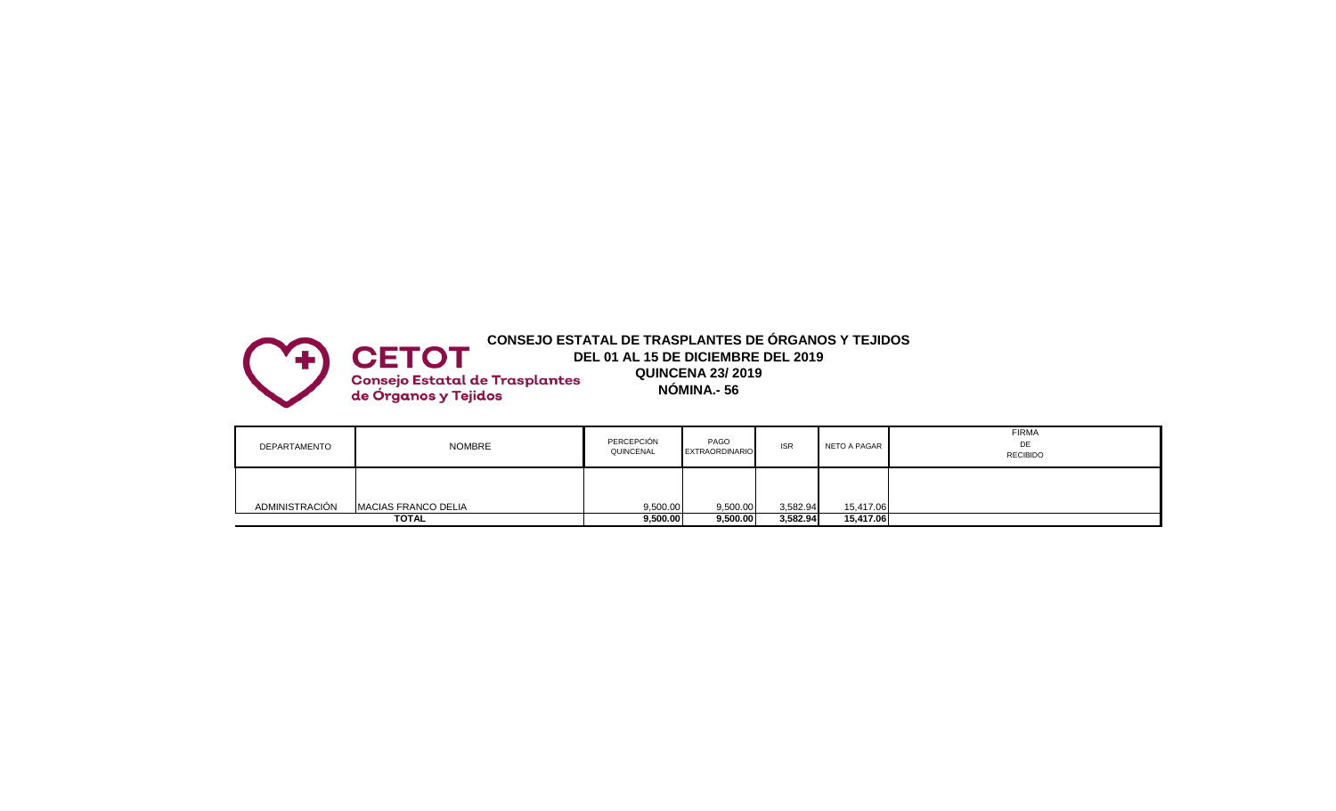**CETOT**

**Consejo Estatal de Trasplantes de Órganos y Tejidos**

**CONSEJO ESTATAL DE TRASPLANTES DE ÓRGANOS Y TEJIDOS**

**DEL 01 AL 15 DE DICIEMBRE DEL 2019**

**QUINCENA 23/ 2019**

**NÓMINA.- 56**

| DEPARTAMENTO | NOMBRE | PERCEPCIÓN QUINCENAL | PAGO EXTRAORDINARIO | ISR | NETO A PAGAR | FIRMA DE RECIBIDO |
|---|---|---|---|---|---|---|
| ADMINISTRACIÓN | MACIAS FRANCO DELIA | 9,500.00 | 9,500.00 | 3,582.94 | 15,417.06 | |
| **TOTAL** | | **9,500.00** | **9,500.00** | **3,582.94** | **15,417.06** | |